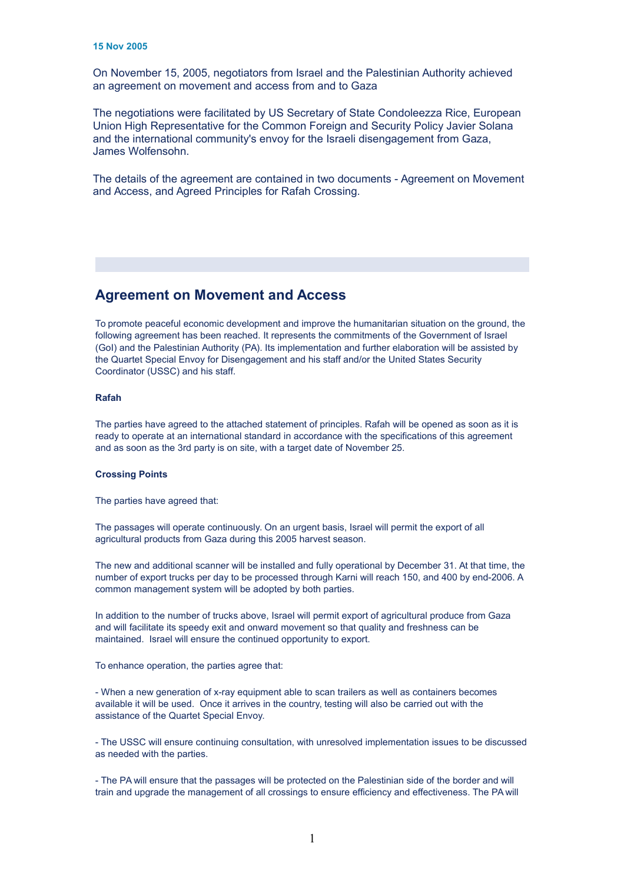**15 Nov 2005**

On November 15, 2005, negotiators from Israel and the Palestinian Authority achieved an agreement on movement and access from and to Gaza

The negotiations were facilitated by US Secretary of State Condoleezza Rice, European Union High Representative for the Common Foreign and Security Policy Javier Solana and the international community's envoy for the Israeli disengagement from Gaza, James Wolfensohn.

The details of the agreement are contained in two documents - Agreement on Movement and Access, and Agreed Principles for Rafah Crossing.

## Agreement on Movement and Access

To promote peaceful economic development and improve the humanitarian situation on the ground, the following agreement has been reached. It represents the commitments of the Government of Israel (GoI) and the Palestinian Authority (PA). Its implementation and further elaboration will be assisted by the Quartet Special Envoy for Disengagement and his staff and/or the United States Security Coordinator (USSC) and his staff.

**Rafah**

The parties have agreed to the attached statement of principles. Rafah will be opened as soon as it is ready to operate at an international standard in accordance with the specifications of this agreement and as soon as the 3rd party is on site, with a target date of November 25.

**Crossing Points**

The parties have agreed that:

The passages will operate continuously. On an urgent basis, Israel will permit the export of all agricultural products from Gaza during this 2005 harvest season.

The new and additional scanner will be installed and fully operational by December 31. At that time, the number of export trucks per day to be processed through Karni will reach 150, and 400 by end-2006. A common management system will be adopted by both parties.

In addition to the number of trucks above, Israel will permit export of agricultural produce from Gaza and will facilitate its speedy exit and onward movement so that quality and freshness can be maintained. Israel will ensure the continued opportunity to export.

To enhance operation, the parties agree that:

- When a new generation of x-ray equipment able to scan trailers as well as containers becomes available it will be used. Once it arrives in the country, testing will also be carried out with the assistance of the Quartet Special Envoy.

- The USSC will ensure continuing consultation, with unresolved implementation issues to be discussed as needed with the parties.

- The PA will ensure that the passages will be protected on the Palestinian side of the border and will train and upgrade the management of all crossings to ensure efficiency and effectiveness. The PA will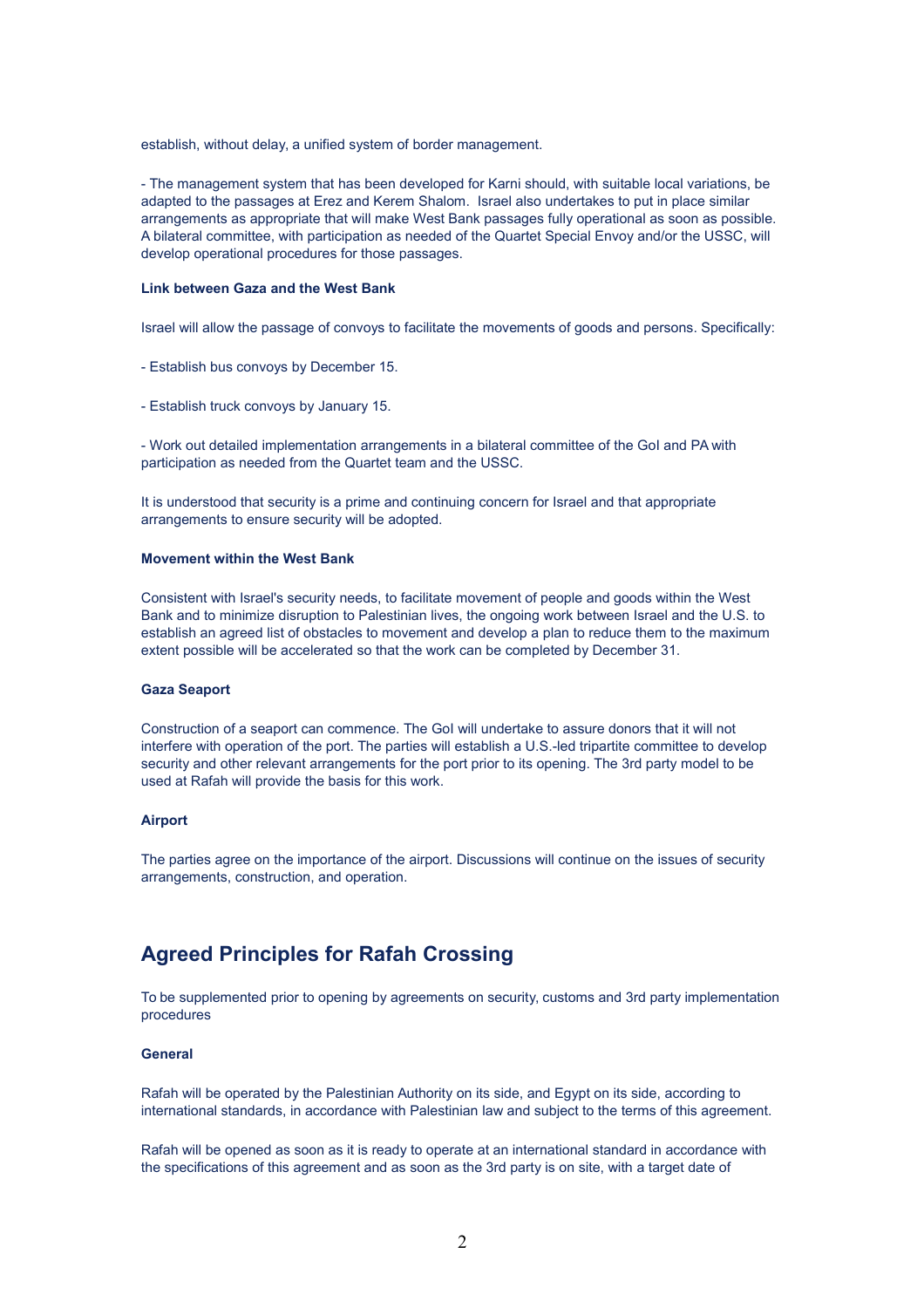establish, without delay, a unified system of border management.

- The management system that has been developed for Karni should, with suitable local variations, be adapted to the passages at Erez and Kerem Shalom. Israel also undertakes to put in place similar arrangements as appropriate that will make West Bank passages fully operational as soon as possible. A bilateral committee, with participation as needed of the Quartet Special Envoy and/or the USSC, will develop operational procedures for those passages.

**Link between Gaza and the West Bank**

Israel will allow the passage of convoys to facilitate the movements of goods and persons. Specifically:

- Establish bus convoys by December 15.

- Establish truck convoys by January 15.

- Work out detailed implementation arrangements in a bilateral committee of the GoI and PA with participation as needed from the Quartet team and the USSC.

It is understood that security is a prime and continuing concern for Israel and that appropriate arrangements to ensure security will be adopted.

**Movement within the West Bank**

Consistent with Israel's security needs, to facilitate movement of people and goods within the West Bank and to minimize disruption to Palestinian lives, the ongoing work between Israel and the U.S. to establish an agreed list of obstacles to movement and develop a plan to reduce them to the maximum extent possible will be accelerated so that the work can be completed by December 31.

**Gaza Seaport**

Construction of a seaport can commence. The GoI will undertake to assure donors that it will not interfere with operation of the port. The parties will establish a U.S.-led tripartite committee to develop security and other relevant arrangements for the port prior to its opening. The 3rd party model to be used at Rafah will provide the basis for this work.

**Airport**

The parties agree on the importance of the airport. Discussions will continue on the issues of security arrangements, construction, and operation.

## Agreed Principles for Rafah Crossing

To be supplemented prior to opening by agreements on security, customs and 3rd party implementation procedures

**General**

Rafah will be operated by the Palestinian Authority on its side, and Egypt on its side, according to international standards, in accordance with Palestinian law and subject to the terms of this agreement.

Rafah will be opened as soon as it is ready to operate at an international standard in accordance with the specifications of this agreement and as soon as the 3rd party is on site, with a target date of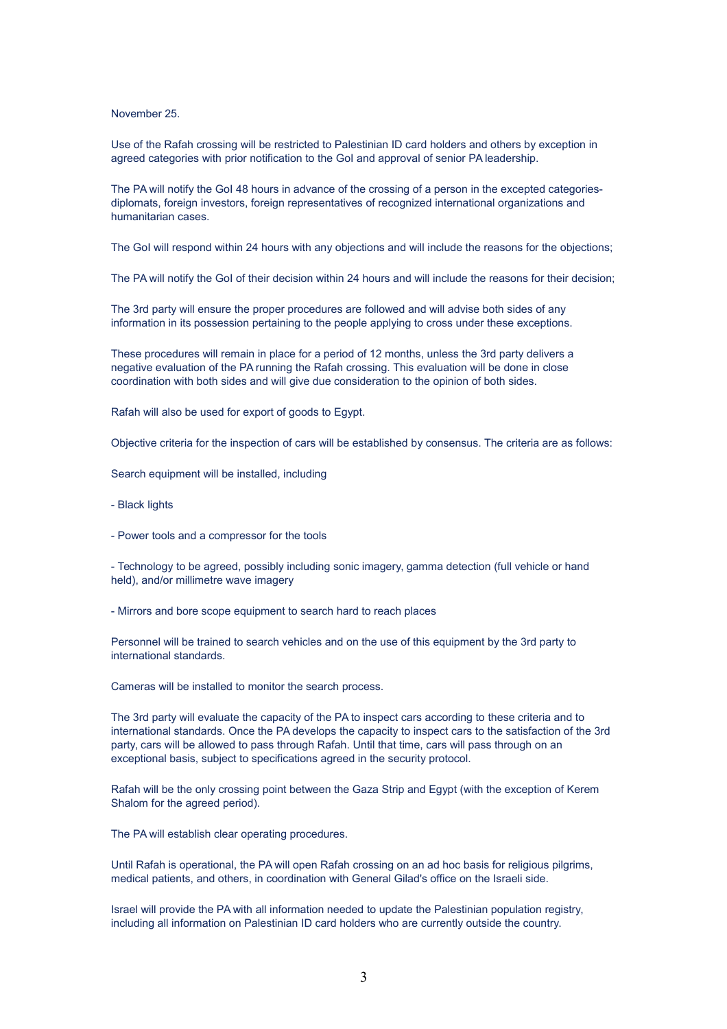November 25.

Use of the Rafah crossing will be restricted to Palestinian ID card holders and others by exception in agreed categories with prior notification to the GoI and approval of senior PA leadership.

The PA will notify the GoI 48 hours in advance of the crossing of a person in the excepted categories- diplomats, foreign investors, foreign representatives of recognized international organizations and humanitarian cases.

The GoI will respond within 24 hours with any objections and will include the reasons for the objections;

The PA will notify the GoI of their decision within 24 hours and will include the reasons for their decision;

The 3rd party will ensure the proper procedures are followed and will advise both sides of any information in its possession pertaining to the people applying to cross under these exceptions.

These procedures will remain in place for a period of 12 months, unless the 3rd party delivers a negative evaluation of the PA running the Rafah crossing. This evaluation will be done in close coordination with both sides and will give due consideration to the opinion of both sides.

Rafah will also be used for export of goods to Egypt.

Objective criteria for the inspection of cars will be established by consensus. The criteria are as follows:

Search equipment will be installed, including

- Black lights

- Power tools and a compressor for the tools

- Technology to be agreed, possibly including sonic imagery, gamma detection (full vehicle or hand held), and/or millimetre wave imagery

- Mirrors and bore scope equipment to search hard to reach places

Personnel will be trained to search vehicles and on the use of this equipment by the 3rd party to international standards.

Cameras will be installed to monitor the search process.

The 3rd party will evaluate the capacity of the PA to inspect cars according to these criteria and to international standards. Once the PA develops the capacity to inspect cars to the satisfaction of the 3rd party, cars will be allowed to pass through Rafah. Until that time, cars will pass through on an exceptional basis, subject to specifications agreed in the security protocol.

Rafah will be the only crossing point between the Gaza Strip and Egypt (with the exception of Kerem Shalom for the agreed period).

The PA will establish clear operating procedures.

Until Rafah is operational, the PA will open Rafah crossing on an ad hoc basis for religious pilgrims, medical patients, and others, in coordination with General Gilad's office on the Israeli side.

Israel will provide the PA with all information needed to update the Palestinian population registry, including all information on Palestinian ID card holders who are currently outside the country.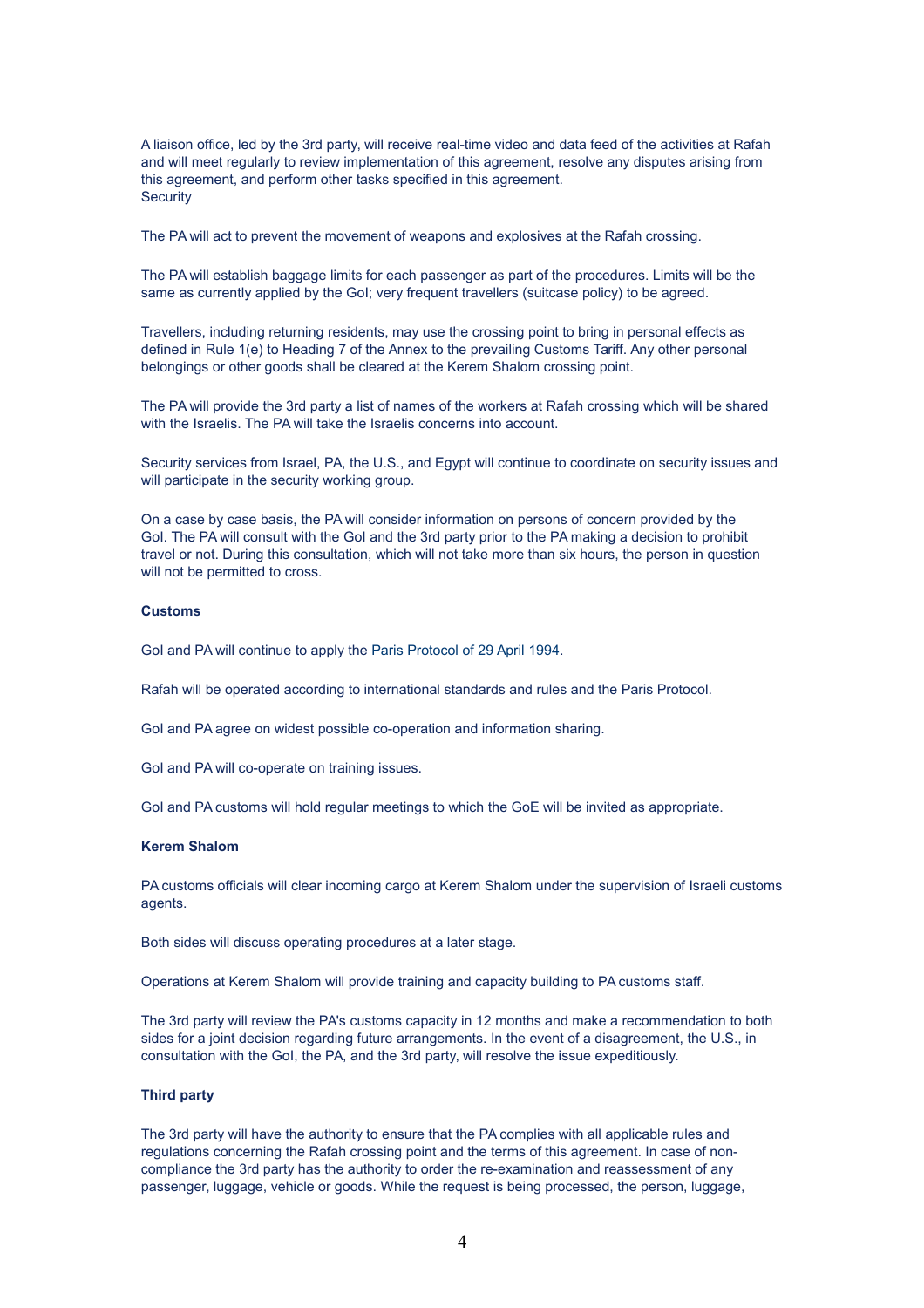A liaison office, led by the 3rd party, will receive real-time video and data feed of the activities at Rafah and will meet regularly to review implementation of this agreement, resolve any disputes arising from this agreement, and perform other tasks specified in this agreement.
Security

The PA will act to prevent the movement of weapons and explosives at the Rafah crossing.

The PA will establish baggage limits for each passenger as part of the procedures. Limits will be the same as currently applied by the GoI; very frequent travellers (suitcase policy) to be agreed.

Travellers, including returning residents, may use the crossing point to bring in personal effects as defined in Rule 1(e) to Heading 7 of the Annex to the prevailing Customs Tariff. Any other personal belongings or other goods shall be cleared at the Kerem Shalom crossing point.

The PA will provide the 3rd party a list of names of the workers at Rafah crossing which will be shared with the Israelis. The PA will take the Israelis concerns into account.

Security services from Israel, PA, the U.S., and Egypt will continue to coordinate on security issues and will participate in the security working group.

On a case by case basis, the PA will consider information on persons of concern provided by the GoI. The PA will consult with the GoI and the 3rd party prior to the PA making a decision to prohibit travel or not. During this consultation, which will not take more than six hours, the person in question will not be permitted to cross.

**Customs**

GoI and PA will continue to apply the Paris Protocol of 29 April 1994.

Rafah will be operated according to international standards and rules and the Paris Protocol.

GoI and PA agree on widest possible co-operation and information sharing.

GoI and PA will co-operate on training issues.

GoI and PA customs will hold regular meetings to which the GoE will be invited as appropriate.

**Kerem Shalom**

PA customs officials will clear incoming cargo at Kerem Shalom under the supervision of Israeli customs agents.

Both sides will discuss operating procedures at a later stage.

Operations at Kerem Shalom will provide training and capacity building to PA customs staff.

The 3rd party will review the PA's customs capacity in 12 months and make a recommendation to both sides for a joint decision regarding future arrangements. In the event of a disagreement, the U.S., in consultation with the GoI, the PA, and the 3rd party, will resolve the issue expeditiously.

**Third party**

The 3rd party will have the authority to ensure that the PA complies with all applicable rules and regulations concerning the Rafah crossing point and the terms of this agreement. In case of non-compliance the 3rd party has the authority to order the re-examination and reassessment of any passenger, luggage, vehicle or goods. While the request is being processed, the person, luggage,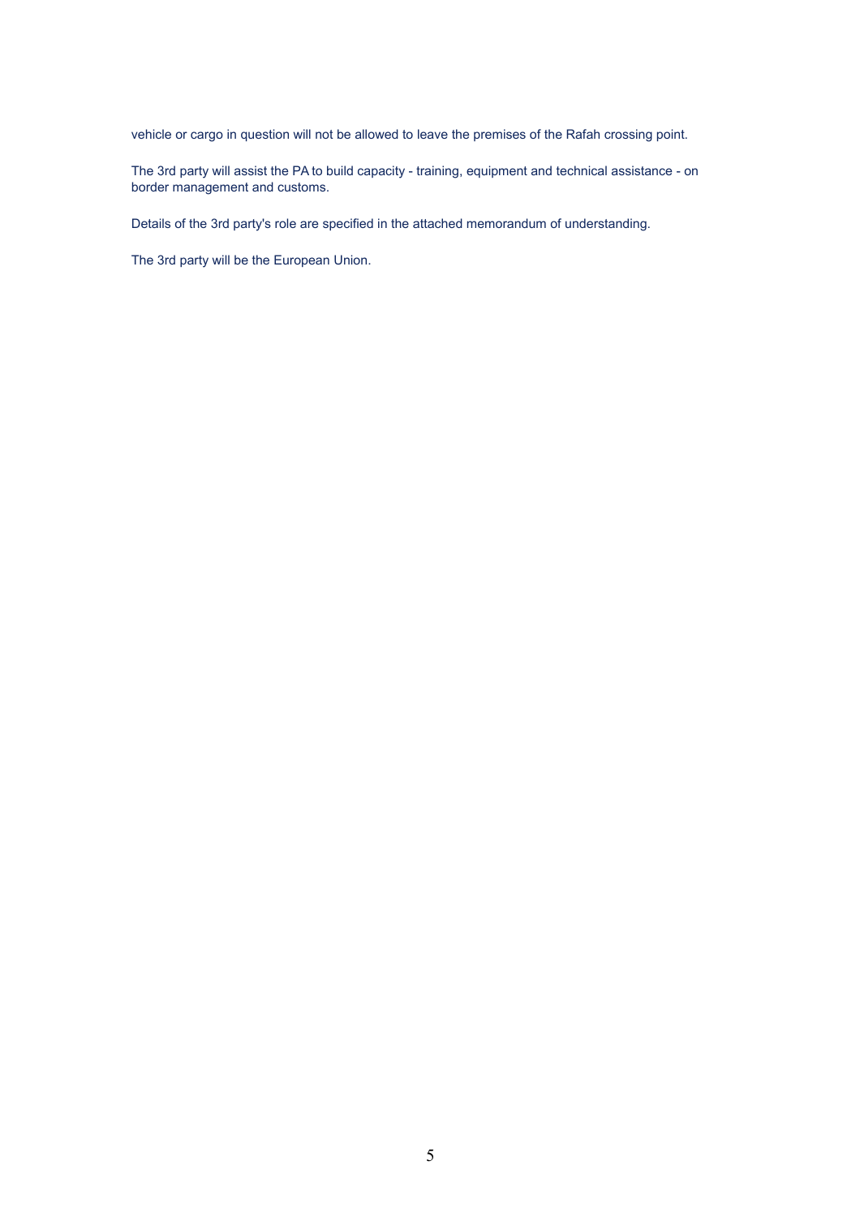vehicle or cargo in question will not be allowed to leave the premises of the Rafah crossing point.

The 3rd party will assist the PA to build capacity - training, equipment and technical assistance - on border management and customs.

Details of the 3rd party's role are specified in the attached memorandum of understanding.

The 3rd party will be the European Union.